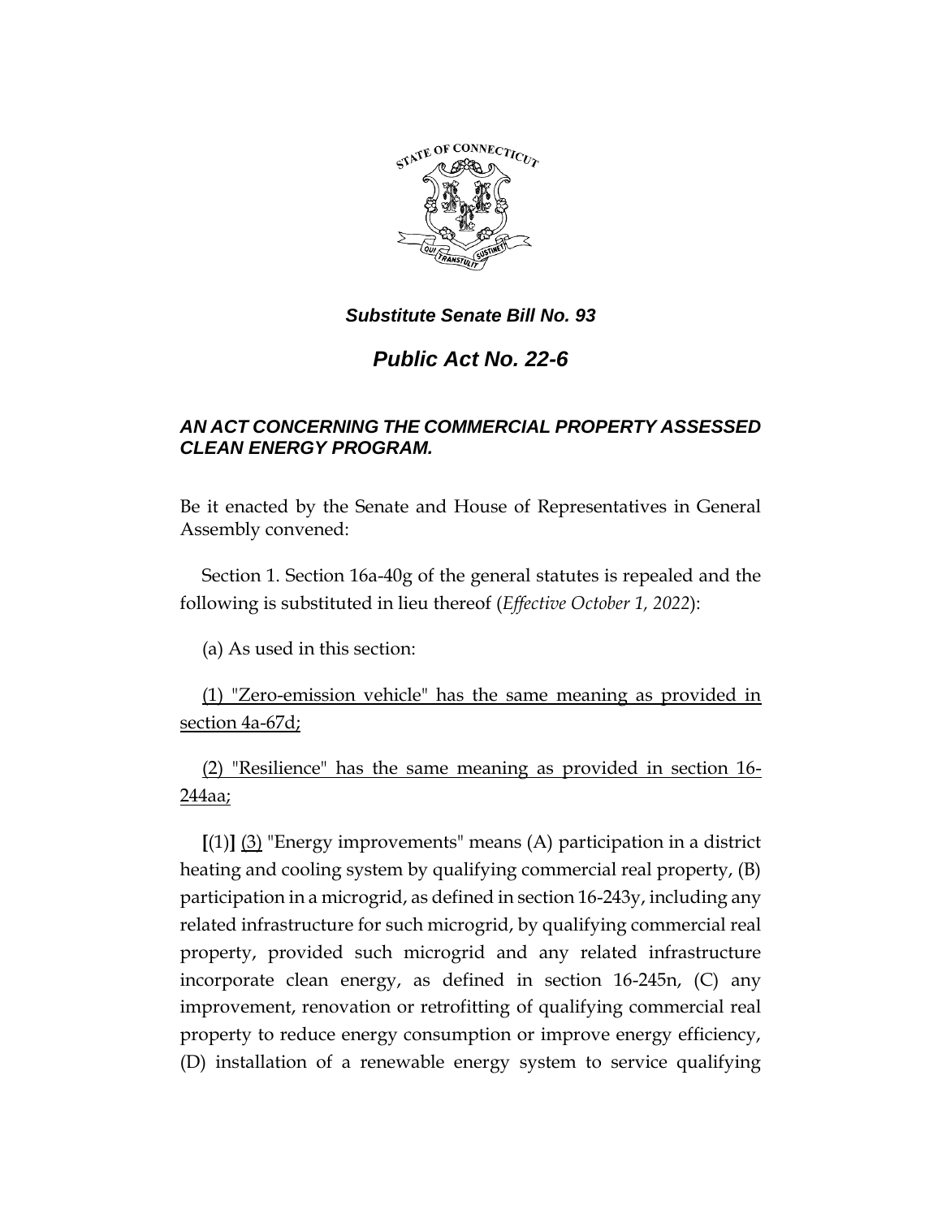***Substitute Senate Bill No. 93***

# ***Public Act No. 22-6***

### ***AN ACT CONCERNING THE COMMERCIAL PROPERTY ASSESSED CLEAN ENERGY PROGRAM.***

Be it enacted by the Senate and House of Representatives in General Assembly convened:

Section 1. Section 16a-40g of the general statutes is repealed and the following is substituted in lieu thereof (*Effective October 1, 2022*):

(a) As used in this section:

<u>(1) "Zero-emission vehicle" has the same meaning as provided in section 4a-67d;</u>

<u>(2) "Resilience" has the same meaning as provided in section 16-244aa;</u>

**[**(1)**]** <u>(3)</u> "Energy improvements" means (A) participation in a district heating and cooling system by qualifying commercial real property, (B) participation in a microgrid, as defined in section 16-243y, including any related infrastructure for such microgrid, by qualifying commercial real property, provided such microgrid and any related infrastructure incorporate clean energy, as defined in section 16-245n, (C) any improvement, renovation or retrofitting of qualifying commercial real property to reduce energy consumption or improve energy efficiency, (D) installation of a renewable energy system to service qualifying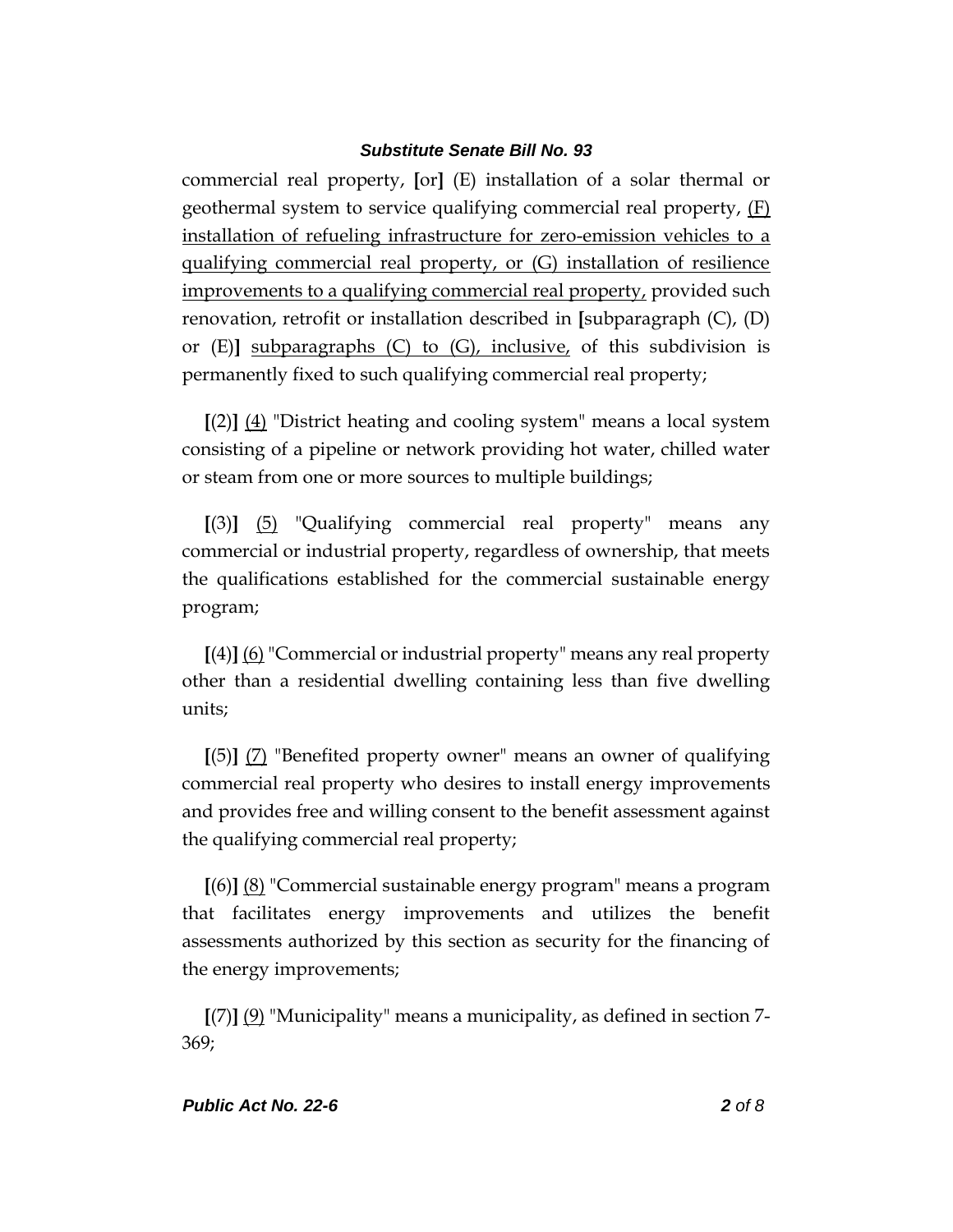commercial real property, [or] (E) installation of a solar thermal or geothermal system to service qualifying commercial real property, <u>(F) installation of refueling infrastructure for zero-emission vehicles to a qualifying commercial real property, or (G) installation of resilience improvements to a qualifying commercial real property,</u> provided such renovation, retrofit or installation described in [subparagraph (C), (D) or (E)] <u>subparagraphs (C) to (G), inclusive,</u> of this subdivision is permanently fixed to such qualifying commercial real property;

[(2)] <u>(4)</u> "District heating and cooling system" means a local system consisting of a pipeline or network providing hot water, chilled water or steam from one or more sources to multiple buildings;

[(3)] <u>(5)</u> "Qualifying commercial real property" means any commercial or industrial property, regardless of ownership, that meets the qualifications established for the commercial sustainable energy program;

[(4)] <u>(6)</u> "Commercial or industrial property" means any real property other than a residential dwelling containing less than five dwelling units;

[(5)] <u>(7)</u> "Benefited property owner" means an owner of qualifying commercial real property who desires to install energy improvements and provides free and willing consent to the benefit assessment against the qualifying commercial real property;

[(6)] <u>(8)</u> "Commercial sustainable energy program" means a program that facilitates energy improvements and utilizes the benefit assessments authorized by this section as security for the financing of the energy improvements;

[(7)] <u>(9)</u> "Municipality" means a municipality, as defined in section 7-369;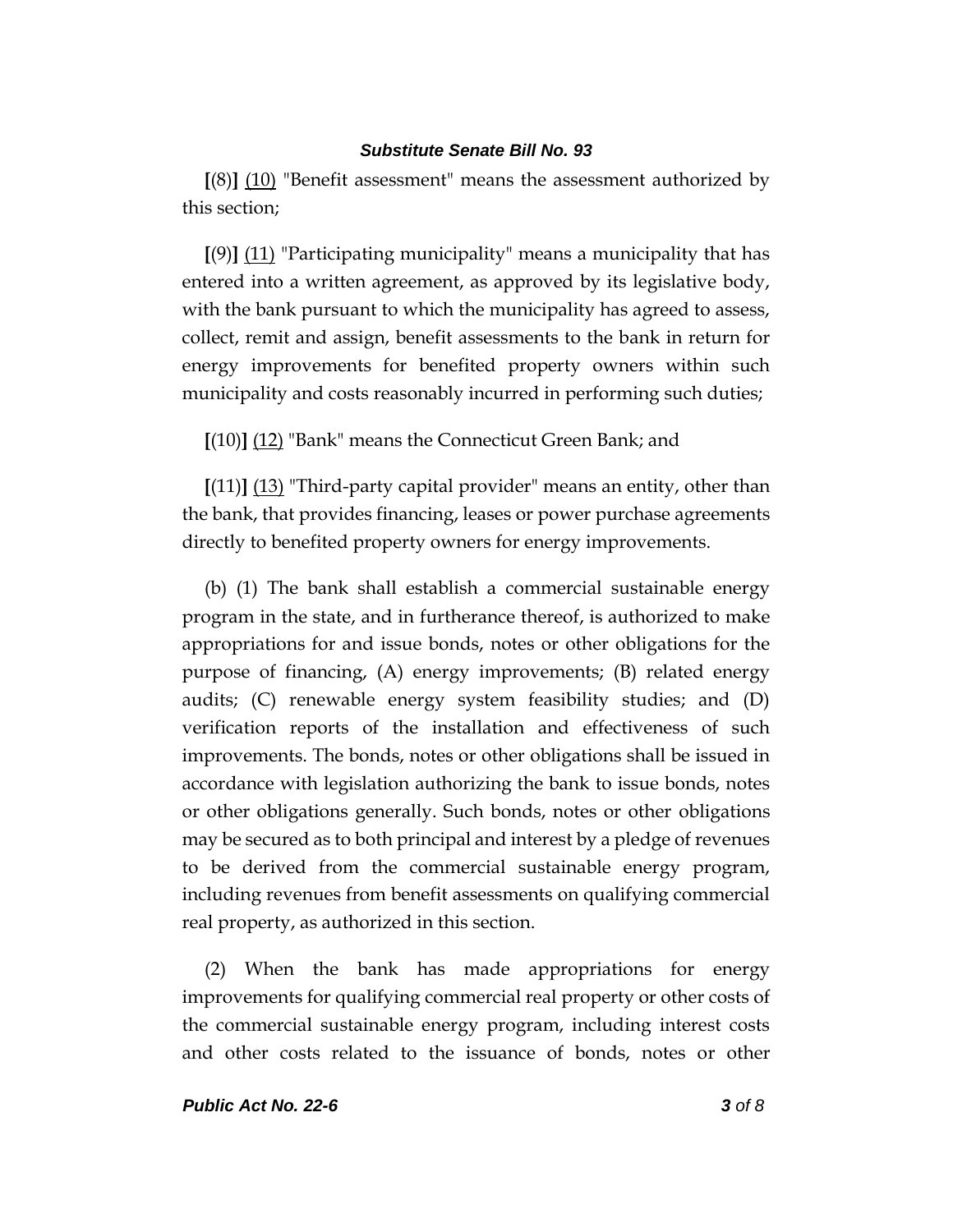**[**(8)**]** (10) "Benefit assessment" means the assessment authorized by this section;

**[**(9)**]** (11) "Participating municipality" means a municipality that has entered into a written agreement, as approved by its legislative body, with the bank pursuant to which the municipality has agreed to assess, collect, remit and assign, benefit assessments to the bank in return for energy improvements for benefited property owners within such municipality and costs reasonably incurred in performing such duties;

**[**(10)**]** (12) "Bank" means the Connecticut Green Bank; and

**[**(11)**]** (13) "Third-party capital provider" means an entity, other than the bank, that provides financing, leases or power purchase agreements directly to benefited property owners for energy improvements.

(b) (1) The bank shall establish a commercial sustainable energy program in the state, and in furtherance thereof, is authorized to make appropriations for and issue bonds, notes or other obligations for the purpose of financing, (A) energy improvements; (B) related energy audits; (C) renewable energy system feasibility studies; and (D) verification reports of the installation and effectiveness of such improvements. The bonds, notes or other obligations shall be issued in accordance with legislation authorizing the bank to issue bonds, notes or other obligations generally. Such bonds, notes or other obligations may be secured as to both principal and interest by a pledge of revenues to be derived from the commercial sustainable energy program, including revenues from benefit assessments on qualifying commercial real property, as authorized in this section.

(2) When the bank has made appropriations for energy improvements for qualifying commercial real property or other costs of the commercial sustainable energy program, including interest costs and other costs related to the issuance of bonds, notes or other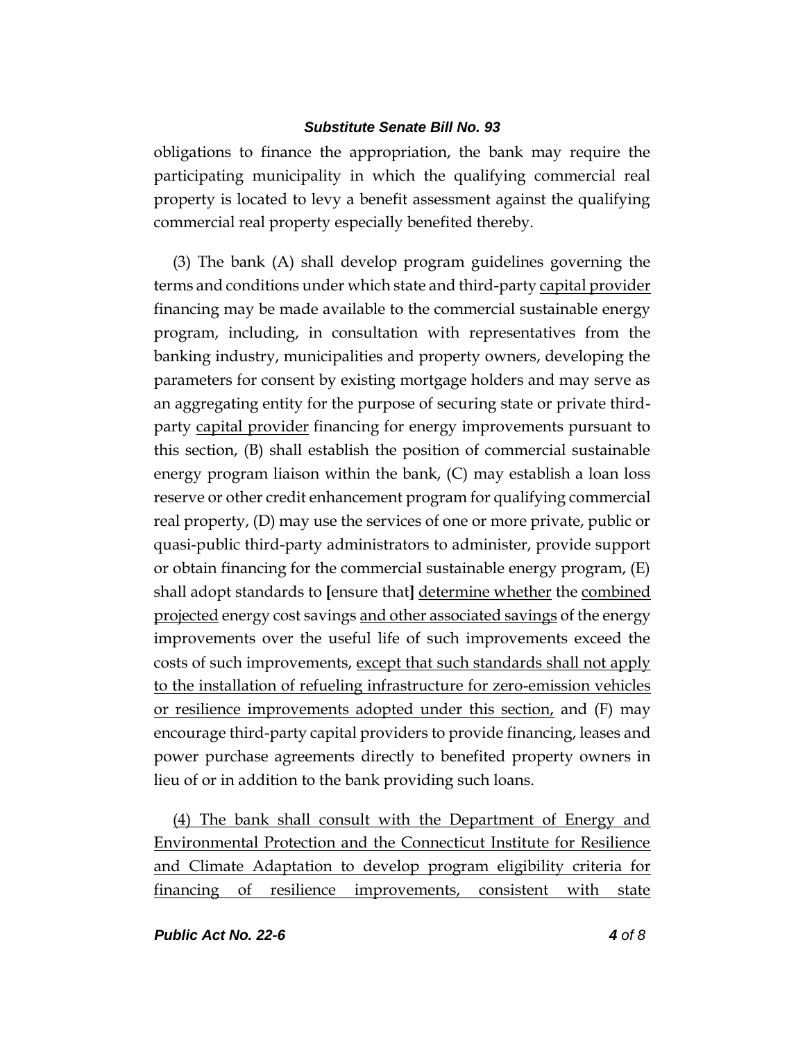obligations to finance the appropriation, the bank may require the participating municipality in which the qualifying commercial real property is located to levy a benefit assessment against the qualifying commercial real property especially benefited thereby.

(3) The bank (A) shall develop program guidelines governing the terms and conditions under which state and third-party <u>capital provider</u> financing may be made available to the commercial sustainable energy program, including, in consultation with representatives from the banking industry, municipalities and property owners, developing the parameters for consent by existing mortgage holders and may serve as an aggregating entity for the purpose of securing state or private third-party <u>capital provider</u> financing for energy improvements pursuant to this section, (B) shall establish the position of commercial sustainable energy program liaison within the bank, (C) may establish a loan loss reserve or other credit enhancement program for qualifying commercial real property, (D) may use the services of one or more private, public or quasi-public third-party administrators to administer, provide support or obtain financing for the commercial sustainable energy program, (E) shall adopt standards to **[**ensure that**]** <u>determine whether</u> the <u>combined projected</u> energy cost savings <u>and other associated savings</u> of the energy improvements over the useful life of such improvements exceed the costs of such improvements, <u>except that such standards shall not apply to the installation of refueling infrastructure for zero-emission vehicles or resilience improvements adopted under this section,</u> and (F) may encourage third-party capital providers to provide financing, leases and power purchase agreements directly to benefited property owners in lieu of or in addition to the bank providing such loans.

<u>(4) The bank shall consult with the Department of Energy and Environmental Protection and the Connecticut Institute for Resilience and Climate Adaptation to develop program eligibility criteria for financing of resilience improvements, consistent with state</u>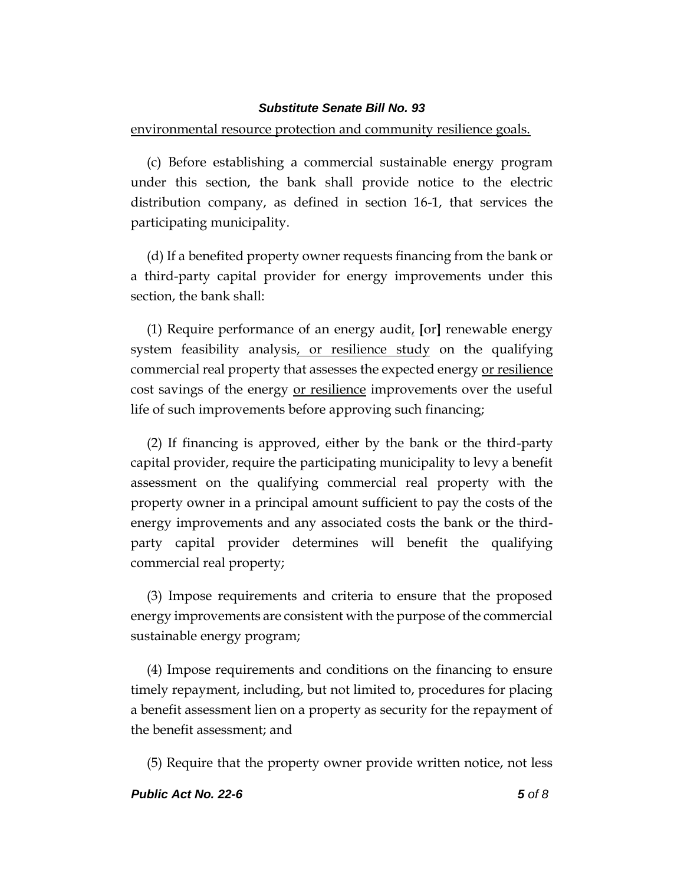environmental resource protection and community resilience goals.

(c) Before establishing a commercial sustainable energy program under this section, the bank shall provide notice to the electric distribution company, as defined in section 16-1, that services the participating municipality.

(d) If a benefited property owner requests financing from the bank or a third-party capital provider for energy improvements under this section, the bank shall:

(1) Require performance of an energy audit, [or] renewable energy system feasibility analysis, or resilience study on the qualifying commercial real property that assesses the expected energy or resilience cost savings of the energy or resilience improvements over the useful life of such improvements before approving such financing;

(2) If financing is approved, either by the bank or the third-party capital provider, require the participating municipality to levy a benefit assessment on the qualifying commercial real property with the property owner in a principal amount sufficient to pay the costs of the energy improvements and any associated costs the bank or the third-party capital provider determines will benefit the qualifying commercial real property;

(3) Impose requirements and criteria to ensure that the proposed energy improvements are consistent with the purpose of the commercial sustainable energy program;

(4) Impose requirements and conditions on the financing to ensure timely repayment, including, but not limited to, procedures for placing a benefit assessment lien on a property as security for the repayment of the benefit assessment; and

(5) Require that the property owner provide written notice, not less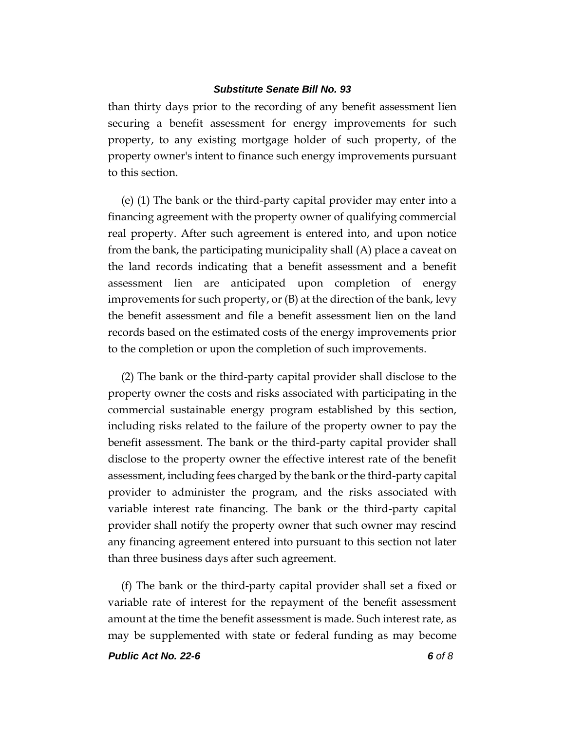than thirty days prior to the recording of any benefit assessment lien securing a benefit assessment for energy improvements for such property, to any existing mortgage holder of such property, of the property owner's intent to finance such energy improvements pursuant to this section.

(e) (1) The bank or the third-party capital provider may enter into a financing agreement with the property owner of qualifying commercial real property. After such agreement is entered into, and upon notice from the bank, the participating municipality shall (A) place a caveat on the land records indicating that a benefit assessment and a benefit assessment lien are anticipated upon completion of energy improvements for such property, or (B) at the direction of the bank, levy the benefit assessment and file a benefit assessment lien on the land records based on the estimated costs of the energy improvements prior to the completion or upon the completion of such improvements.

(2) The bank or the third-party capital provider shall disclose to the property owner the costs and risks associated with participating in the commercial sustainable energy program established by this section, including risks related to the failure of the property owner to pay the benefit assessment. The bank or the third-party capital provider shall disclose to the property owner the effective interest rate of the benefit assessment, including fees charged by the bank or the third-party capital provider to administer the program, and the risks associated with variable interest rate financing. The bank or the third-party capital provider shall notify the property owner that such owner may rescind any financing agreement entered into pursuant to this section not later than three business days after such agreement.

(f) The bank or the third-party capital provider shall set a fixed or variable rate of interest for the repayment of the benefit assessment amount at the time the benefit assessment is made. Such interest rate, as may be supplemented with state or federal funding as may become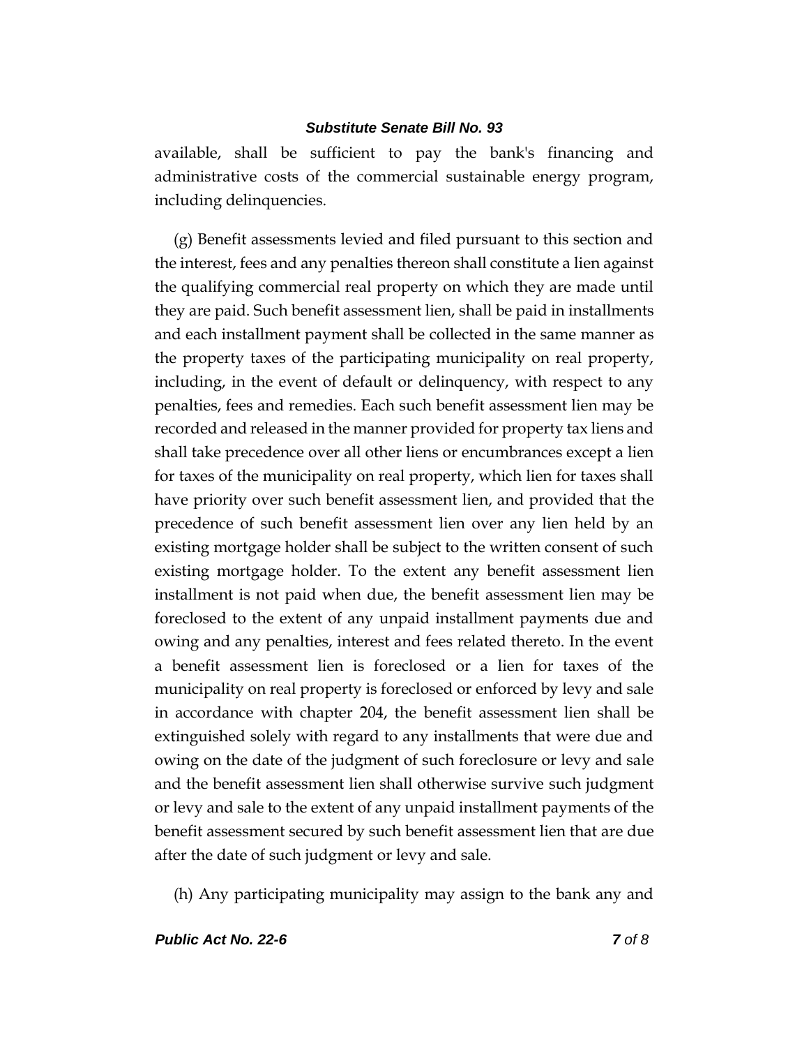available, shall be sufficient to pay the bank's financing and administrative costs of the commercial sustainable energy program, including delinquencies.

(g) Benefit assessments levied and filed pursuant to this section and the interest, fees and any penalties thereon shall constitute a lien against the qualifying commercial real property on which they are made until they are paid. Such benefit assessment lien, shall be paid in installments and each installment payment shall be collected in the same manner as the property taxes of the participating municipality on real property, including, in the event of default or delinquency, with respect to any penalties, fees and remedies. Each such benefit assessment lien may be recorded and released in the manner provided for property tax liens and shall take precedence over all other liens or encumbrances except a lien for taxes of the municipality on real property, which lien for taxes shall have priority over such benefit assessment lien, and provided that the precedence of such benefit assessment lien over any lien held by an existing mortgage holder shall be subject to the written consent of such existing mortgage holder. To the extent any benefit assessment lien installment is not paid when due, the benefit assessment lien may be foreclosed to the extent of any unpaid installment payments due and owing and any penalties, interest and fees related thereto. In the event a benefit assessment lien is foreclosed or a lien for taxes of the municipality on real property is foreclosed or enforced by levy and sale in accordance with chapter 204, the benefit assessment lien shall be extinguished solely with regard to any installments that were due and owing on the date of the judgment of such foreclosure or levy and sale and the benefit assessment lien shall otherwise survive such judgment or levy and sale to the extent of any unpaid installment payments of the benefit assessment secured by such benefit assessment lien that are due after the date of such judgment or levy and sale.

(h) Any participating municipality may assign to the bank any and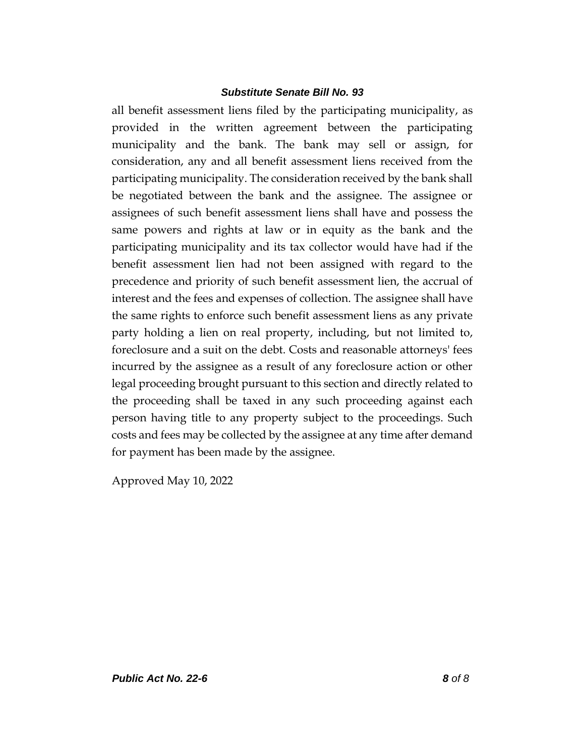all benefit assessment liens filed by the participating municipality, as provided in the written agreement between the participating municipality and the bank. The bank may sell or assign, for consideration, any and all benefit assessment liens received from the participating municipality. The consideration received by the bank shall be negotiated between the bank and the assignee. The assignee or assignees of such benefit assessment liens shall have and possess the same powers and rights at law or in equity as the bank and the participating municipality and its tax collector would have had if the benefit assessment lien had not been assigned with regard to the precedence and priority of such benefit assessment lien, the accrual of interest and the fees and expenses of collection. The assignee shall have the same rights to enforce such benefit assessment liens as any private party holding a lien on real property, including, but not limited to, foreclosure and a suit on the debt. Costs and reasonable attorneys' fees incurred by the assignee as a result of any foreclosure action or other legal proceeding brought pursuant to this section and directly related to the proceeding shall be taxed in any such proceeding against each person having title to any property subject to the proceedings. Such costs and fees may be collected by the assignee at any time after demand for payment has been made by the assignee.

Approved May 10, 2022